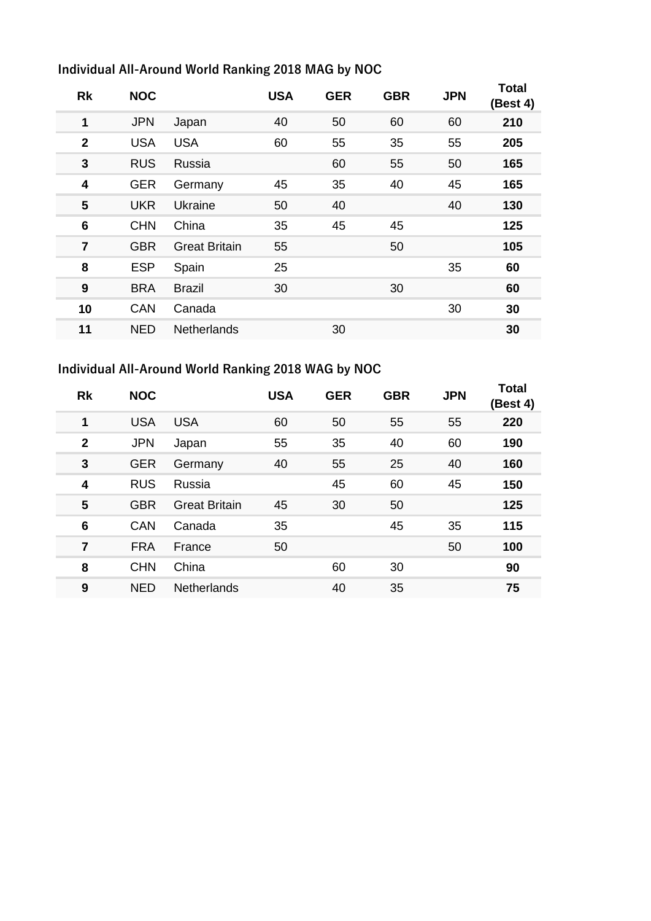## Individual All-Around World Ranking 2018 MAG by NOC

| Rk | NOC | | USA | GER | GBR | JPN | Total (Best 4) |
|---|---|---|---|---|---|---|---|
| **1** | JPN | Japan | 40 | 50 | 60 | 60 | **210** |
| **2** | USA | USA | 60 | 55 | 35 | 55 | **205** |
| **3** | RUS | Russia | | 60 | 55 | 50 | **165** |
| **4** | GER | Germany | 45 | 35 | 40 | 45 | **165** |
| **5** | UKR | Ukraine | 50 | 40 | | 40 | **130** |
| **6** | CHN | China | 35 | 45 | 45 | | **125** |
| **7** | GBR | Great Britain | 55 | | 50 | | **105** |
| **8** | ESP | Spain | 25 | | | 35 | **60** |
| **9** | BRA | Brazil | 30 | | 30 | | **60** |
| **10** | CAN | Canada | | | | 30 | **30** |
| **11** | NED | Netherlands | | 30 | | | **30** |

## Individual All-Around World Ranking 2018 WAG by NOC

| Rk | NOC | | USA | GER | GBR | JPN | Total (Best 4) |
|---|---|---|---|---|---|---|---|
| **1** | USA | USA | 60 | 50 | 55 | 55 | **220** |
| **2** | JPN | Japan | 55 | 35 | 40 | 60 | **190** |
| **3** | GER | Germany | 40 | 55 | 25 | 40 | **160** |
| **4** | RUS | Russia | | 45 | 60 | 45 | **150** |
| **5** | GBR | Great Britain | 45 | 30 | 50 | | **125** |
| **6** | CAN | Canada | 35 | | 45 | 35 | **115** |
| **7** | FRA | France | 50 | | | 50 | **100** |
| **8** | CHN | China | | 60 | 30 | | **90** |
| **9** | NED | Netherlands | | 40 | 35 | | **75** |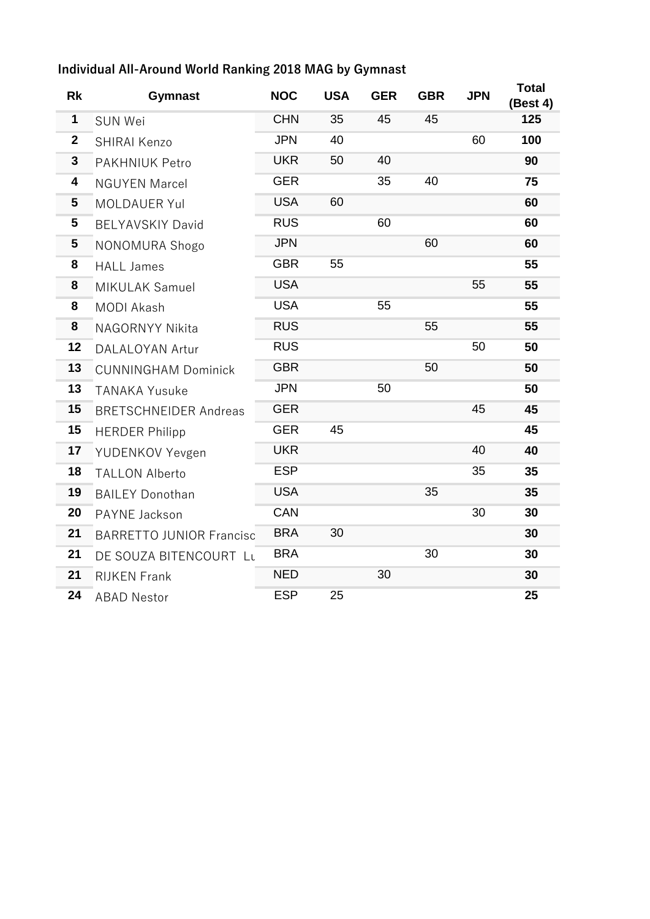## Individual All-Around World Ranking 2018 MAG by Gymnast

| Rk | Gymnast | NOC | USA | GER | GBR | JPN | Total (Best 4) |
|---|---|---|---|---|---|---|---|
| 1 | SUN Wei | CHN | 35 | 45 | 45 | | 125 |
| 2 | SHIRAI Kenzo | JPN | 40 | | | 60 | 100 |
| 3 | PAKHNIUK Petro | UKR | 50 | 40 | | | 90 |
| 4 | NGUYEN Marcel | GER | | 35 | 40 | | 75 |
| 5 | MOLDAUER Yul | USA | 60 | | | | 60 |
| 5 | BELYAVSKIY David | RUS | | 60 | | | 60 |
| 5 | NONOMURA Shogo | JPN | | | 60 | | 60 |
| 8 | HALL James | GBR | 55 | | | | 55 |
| 8 | MIKULAK Samuel | USA | | | | 55 | 55 |
| 8 | MODI Akash | USA | | 55 | | | 55 |
| 8 | NAGORNYY Nikita | RUS | | | 55 | | 55 |
| 12 | DALALOYAN Artur | RUS | | | | 50 | 50 |
| 13 | CUNNINGHAM Dominick | GBR | | | 50 | | 50 |
| 13 | TANAKA Yusuke | JPN | | 50 | | | 50 |
| 15 | BRETSCHNEIDER Andreas | GER | | | | 45 | 45 |
| 15 | HERDER Philipp | GER | 45 | | | | 45 |
| 17 | YUDENKOV Yevgen | UKR | | | | 40 | 40 |
| 18 | TALLON Alberto | ESP | | | | 35 | 35 |
| 19 | BAILEY Donothan | USA | | | 35 | | 35 |
| 20 | PAYNE Jackson | CAN | | | | 30 | 30 |
| 21 | BARRETTO JUNIOR Francisc | BRA | 30 | | | | 30 |
| 21 | DE SOUZA BITENCOURT Lu | BRA | | | 30 | | 30 |
| 21 | RIJKEN Frank | NED | | 30 | | | 30 |
| 24 | ABAD Nestor | ESP | 25 | | | | 25 |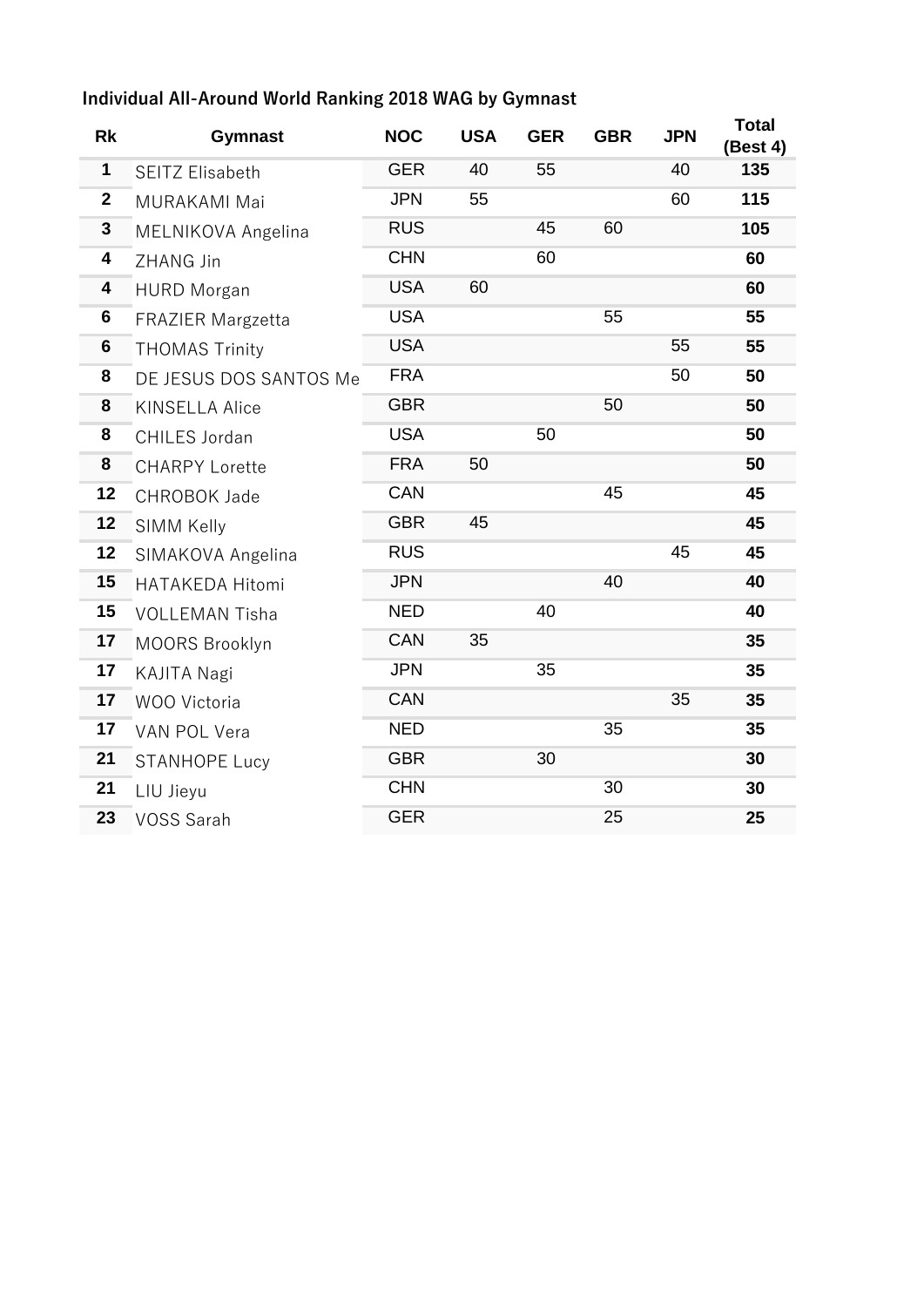### Individual All-Around World Ranking 2018 WAG by Gymnast

| Rk | Gymnast | NOC | USA | GER | GBR | JPN | Total (Best 4) |
|---|---|---|---|---|---|---|---|
| 1 | SEITZ Elisabeth | GER | 40 | 55 | | 40 | **135** |
| 2 | MURAKAMI Mai | JPN | 55 | | | 60 | **115** |
| 3 | MELNIKOVA Angelina | RUS | | 45 | 60 | | **105** |
| 4 | ZHANG Jin | CHN | | 60 | | | **60** |
| 4 | HURD Morgan | USA | 60 | | | | **60** |
| 6 | FRAZIER Margzetta | USA | | | 55 | | **55** |
| 6 | THOMAS Trinity | USA | | | | 55 | **55** |
| 8 | DE JESUS DOS SANTOS Me | FRA | | | | 50 | **50** |
| 8 | KINSELLA Alice | GBR | | | 50 | | **50** |
| 8 | CHILES Jordan | USA | | 50 | | | **50** |
| 8 | CHARPY Lorette | FRA | 50 | | | | **50** |
| 12 | CHROBOK Jade | CAN | | | 45 | | **45** |
| 12 | SIMM Kelly | GBR | 45 | | | | **45** |
| 12 | SIMAKOVA Angelina | RUS | | | | 45 | **45** |
| 15 | HATAKEDA Hitomi | JPN | | | 40 | | **40** |
| 15 | VOLLEMAN Tisha | NED | | 40 | | | **40** |
| 17 | MOORS Brooklyn | CAN | 35 | | | | **35** |
| 17 | KAJITA Nagi | JPN | | 35 | | | **35** |
| 17 | WOO Victoria | CAN | | | | 35 | **35** |
| 17 | VAN POL Vera | NED | | | 35 | | **35** |
| 21 | STANHOPE Lucy | GBR | | 30 | | | **30** |
| 21 | LIU Jieyu | CHN | | | 30 | | **30** |
| 23 | VOSS Sarah | GER | | | 25 | | **25** |